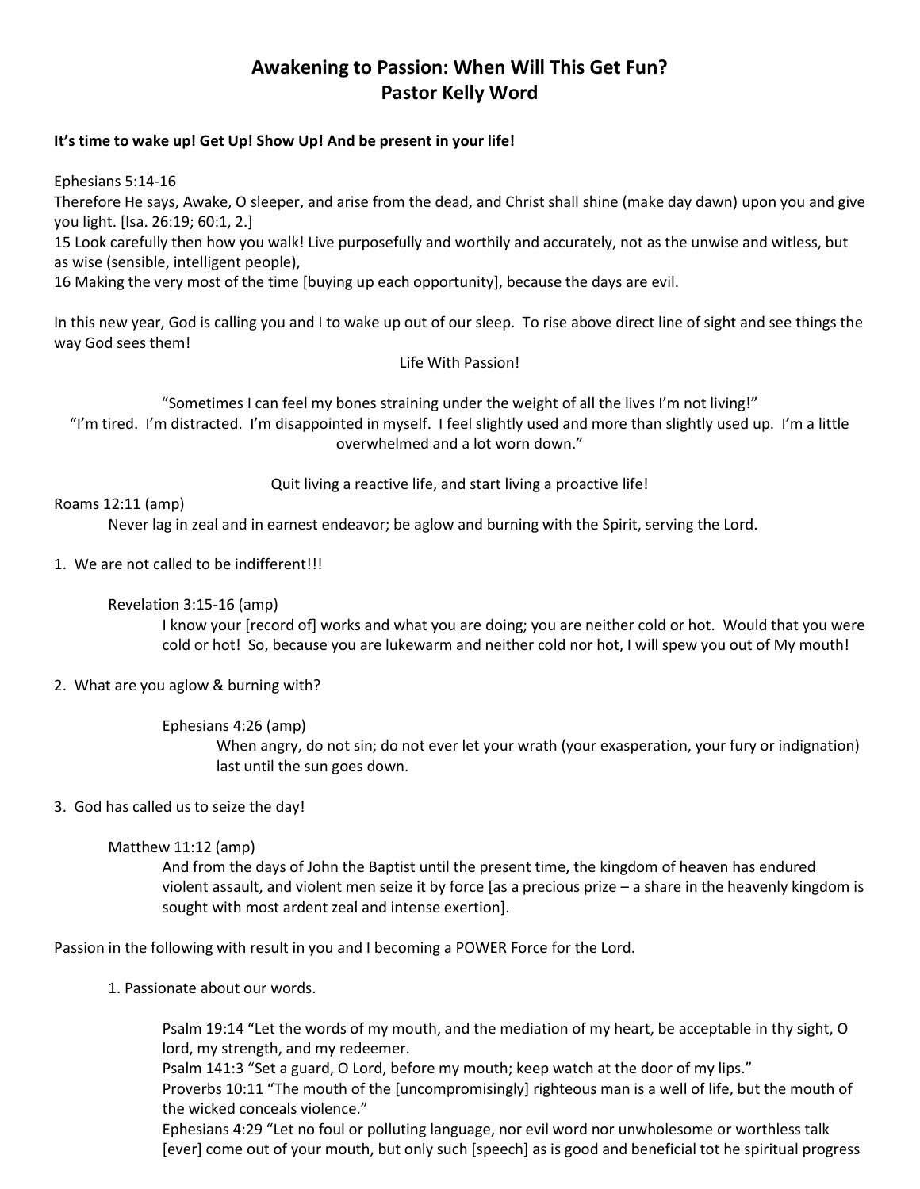# Awakening to Passion: When Will This Get Fun?
# Pastor Kelly Word

**It's time to wake up! Get Up! Show Up! And be present in your life!**

Ephesians 5:14-16
Therefore He says, Awake, O sleeper, and arise from the dead, and Christ shall shine (make day dawn) upon you and give you light. [Isa. 26:19; 60:1, 2.]
15 Look carefully then how you walk! Live purposefully and worthily and accurately, not as the unwise and witless, but as wise (sensible, intelligent people),
16 Making the very most of the time [buying up each opportunity], because the days are evil.

In this new year, God is calling you and I to wake up out of our sleep. To rise above direct line of sight and see things the way God sees them!

Life With Passion!

"Sometimes I can feel my bones straining under the weight of all the lives I'm not living!"
"I'm tired. I'm distracted. I'm disappointed in myself. I feel slightly used and more than slightly used up. I'm a little overwhelmed and a lot worn down."

Quit living a reactive life, and start living a proactive life!

Roams 12:11 (amp)
Never lag in zeal and in earnest endeavor; be aglow and burning with the Spirit, serving the Lord.

1. We are not called to be indifferent!!!

   Revelation 3:15-16 (amp)
   I know your [record of] works and what you are doing; you are neither cold or hot. Would that you were cold or hot! So, because you are lukewarm and neither cold nor hot, I will spew you out of My mouth!

2. What are you aglow & burning with?

   Ephesians 4:26 (amp)
   When angry, do not sin; do not ever let your wrath (your exasperation, your fury or indignation) last until the sun goes down.

3. God has called us to seize the day!

   Matthew 11:12 (amp)
   And from the days of John the Baptist until the present time, the kingdom of heaven has endured violent assault, and violent men seize it by force [as a precious prize – a share in the heavenly kingdom is sought with most ardent zeal and intense exertion].

Passion in the following with result in you and I becoming a POWER Force for the Lord.

1. Passionate about our words.

   Psalm 19:14 "Let the words of my mouth, and the mediation of my heart, be acceptable in thy sight, O lord, my strength, and my redeemer.
   Psalm 141:3 "Set a guard, O Lord, before my mouth; keep watch at the door of my lips."
   Proverbs 10:11 "The mouth of the [uncompromisingly] righteous man is a well of life, but the mouth of the wicked conceals violence."
   Ephesians 4:29 "Let no foul or polluting language, nor evil word nor unwholesome or worthless talk [ever] come out of your mouth, but only such [speech] as is good and beneficial tot he spiritual progress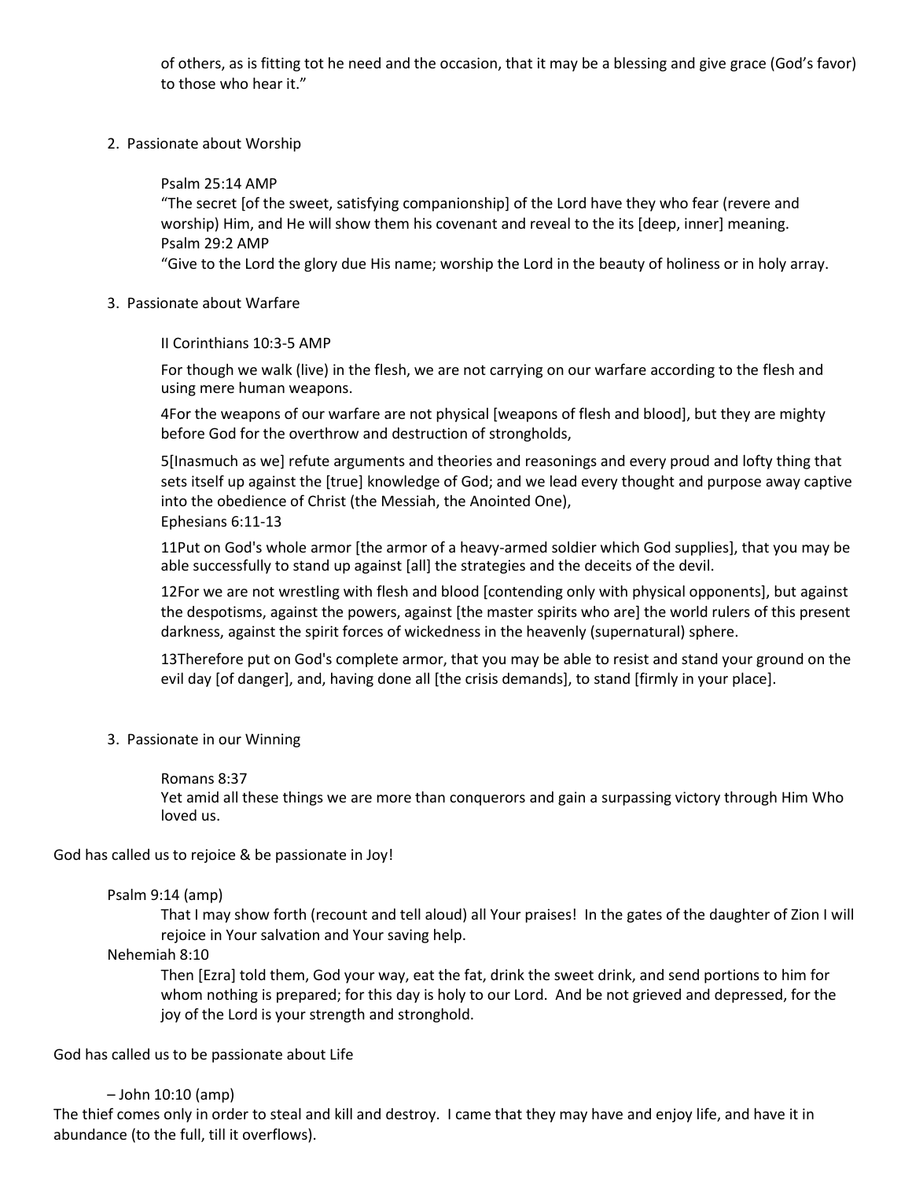of others, as is fitting tot he need and the occasion, that it may be a blessing and give grace (God's favor) to those who hear it."

2. Passionate about Worship

   Psalm 25:14 AMP
   "The secret [of the sweet, satisfying companionship] of the Lord have they who fear (revere and worship) Him, and He will show them his covenant and reveal to the its [deep, inner] meaning.
   Psalm 29:2 AMP
   "Give to the Lord the glory due His name; worship the Lord in the beauty of holiness or in holy array.

3. Passionate about Warfare

   II Corinthians 10:3-5 AMP

   For though we walk (live) in the flesh, we are not carrying on our warfare according to the flesh and using mere human weapons.

   4For the weapons of our warfare are not physical [weapons of flesh and blood], but they are mighty before God for the overthrow and destruction of strongholds,

   5[Inasmuch as we] refute arguments and theories and reasonings and every proud and lofty thing that sets itself up against the [true] knowledge of God; and we lead every thought and purpose away captive into the obedience of Christ (the Messiah, the Anointed One),
   Ephesians 6:11-13

   11Put on God's whole armor [the armor of a heavy-armed soldier which God supplies], that you may be able successfully to stand up against [all] the strategies and the deceits of the devil.

   12For we are not wrestling with flesh and blood [contending only with physical opponents], but against the despotisms, against the powers, against [the master spirits who are] the world rulers of this present darkness, against the spirit forces of wickedness in the heavenly (supernatural) sphere.

   13Therefore put on God's complete armor, that you may be able to resist and stand your ground on the evil day [of danger], and, having done all [the crisis demands], to stand [firmly in your place].

3. Passionate in our Winning

   Romans 8:37
   Yet amid all these things we are more than conquerors and gain a surpassing victory through Him Who loved us.

God has called us to rejoice & be passionate in Joy!

Psalm 9:14 (amp)
   That I may show forth (recount and tell aloud) all Your praises! In the gates of the daughter of Zion I will rejoice in Your salvation and Your saving help.

Nehemiah 8:10
   Then [Ezra] told them, God your way, eat the fat, drink the sweet drink, and send portions to him for whom nothing is prepared; for this day is holy to our Lord. And be not grieved and depressed, for the joy of the Lord is your strength and stronghold.

God has called us to be passionate about Life

– John 10:10 (amp)

The thief comes only in order to steal and kill and destroy. I came that they may have and enjoy life, and have it in abundance (to the full, till it overflows).